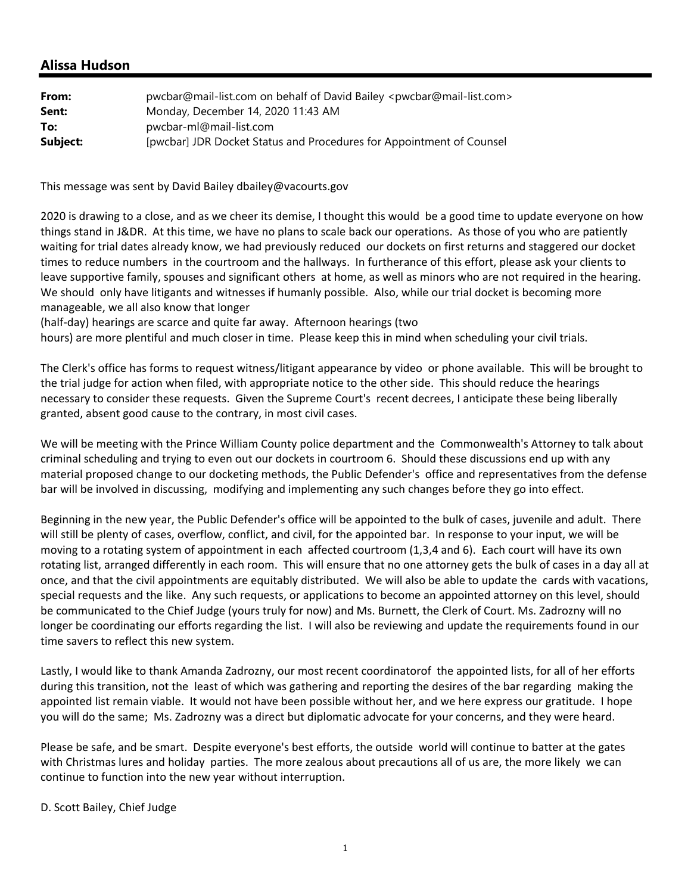## Alissa Hudson

| | |
|---|---|
| **From:** | pwcbar@mail-list.com on behalf of David Bailey <pwcbar@mail-list.com> |
| **Sent:** | Monday, December 14, 2020 11:43 AM |
| **To:** | pwcbar-ml@mail-list.com |
| **Subject:** | [pwcbar] JDR Docket Status and Procedures for Appointment of Counsel |

This message was sent by David Bailey dbailey@vacourts.gov

2020 is drawing to a close, and as we cheer its demise, I thought this would be a good time to update everyone on how things stand in J&DR. At this time, we have no plans to scale back our operations. As those of you who are patiently waiting for trial dates already know, we had previously reduced our dockets on first returns and staggered our docket times to reduce numbers in the courtroom and the hallways. In furtherance of this effort, please ask your clients to leave supportive family, spouses and significant others at home, as well as minors who are not required in the hearing. We should only have litigants and witnesses if humanly possible. Also, while our trial docket is becoming more manageable, we all also know that longer
(half-day) hearings are scarce and quite far away. Afternoon hearings (two
hours) are more plentiful and much closer in time. Please keep this in mind when scheduling your civil trials.

The Clerk's office has forms to request witness/litigant appearance by video or phone available. This will be brought to the trial judge for action when filed, with appropriate notice to the other side. This should reduce the hearings necessary to consider these requests. Given the Supreme Court's recent decrees, I anticipate these being liberally granted, absent good cause to the contrary, in most civil cases.

We will be meeting with the Prince William County police department and the Commonwealth's Attorney to talk about criminal scheduling and trying to even out our dockets in courtroom 6. Should these discussions end up with any material proposed change to our docketing methods, the Public Defender's office and representatives from the defense bar will be involved in discussing, modifying and implementing any such changes before they go into effect.

Beginning in the new year, the Public Defender's office will be appointed to the bulk of cases, juvenile and adult. There will still be plenty of cases, overflow, conflict, and civil, for the appointed bar. In response to your input, we will be moving to a rotating system of appointment in each affected courtroom (1,3,4 and 6). Each court will have its own rotating list, arranged differently in each room. This will ensure that no one attorney gets the bulk of cases in a day all at once, and that the civil appointments are equitably distributed. We will also be able to update the cards with vacations, special requests and the like. Any such requests, or applications to become an appointed attorney on this level, should be communicated to the Chief Judge (yours truly for now) and Ms. Burnett, the Clerk of Court. Ms. Zadrozny will no longer be coordinating our efforts regarding the list. I will also be reviewing and update the requirements found in our time savers to reflect this new system.

Lastly, I would like to thank Amanda Zadrozny, our most recent coordinatorof the appointed lists, for all of her efforts during this transition, not the least of which was gathering and reporting the desires of the bar regarding making the appointed list remain viable. It would not have been possible without her, and we here express our gratitude. I hope you will do the same; Ms. Zadrozny was a direct but diplomatic advocate for your concerns, and they were heard.

Please be safe, and be smart. Despite everyone's best efforts, the outside world will continue to batter at the gates with Christmas lures and holiday parties. The more zealous about precautions all of us are, the more likely we can continue to function into the new year without interruption.

D. Scott Bailey, Chief Judge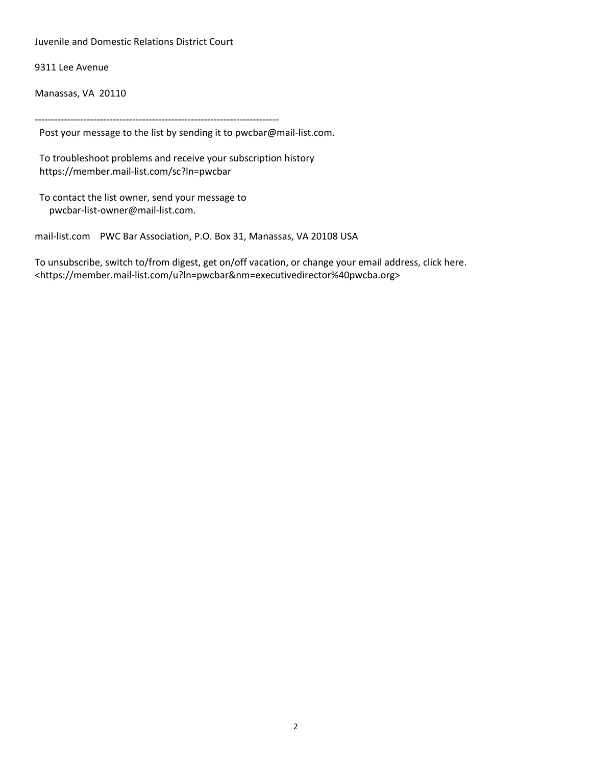Juvenile and Domestic Relations District Court

9311 Lee Avenue

Manassas, VA  20110

---------------------------------------------------------------------------

Post your message to the list by sending it to pwcbar@mail-list.com.

To troubleshoot problems and receive your subscription history
https://member.mail-list.com/sc?ln=pwcbar

To contact the list owner, send your message to
pwcbar-list-owner@mail-list.com.

mail-list.com    PWC Bar Association, P.O. Box 31, Manassas, VA 20108 USA

To unsubscribe, switch to/from digest, get on/off vacation, or change your email address, click here.
<https://member.mail-list.com/u?ln=pwcbar&nm=executivedirector%40pwcba.org>